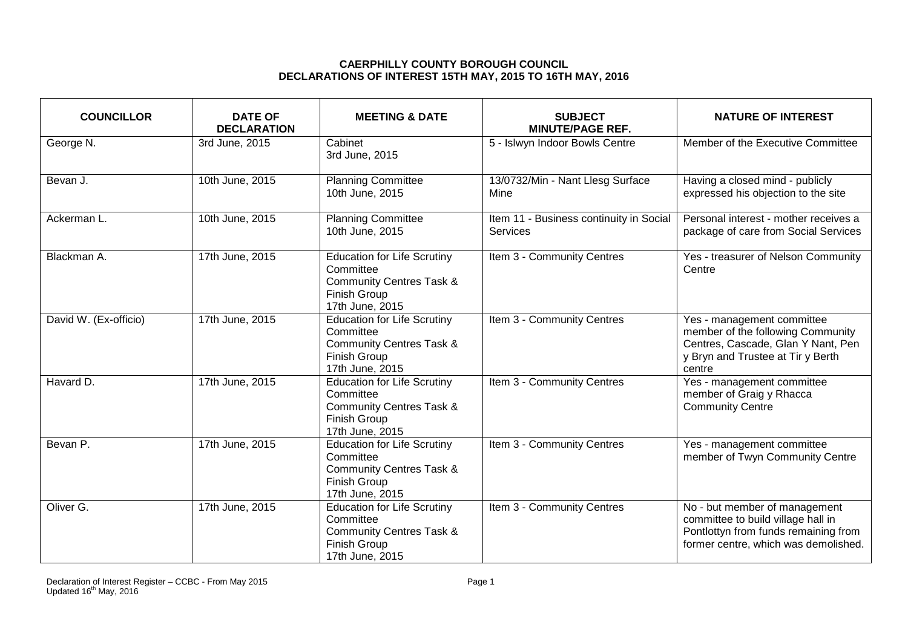# CAERPHILLY COUNTY BOROUGH COUNCIL
## DECLARATIONS OF INTEREST 15TH MAY, 2015 TO 16TH MAY, 2016

| COUNCILLOR | DATE OF DECLARATION | MEETING & DATE | SUBJECT MINUTE/PAGE REF. | NATURE OF INTEREST |
|---|---|---|---|---|
| George N. | 3rd June, 2015 | Cabinet 3rd June, 2015 | 5 - Islwyn Indoor Bowls Centre | Member of the Executive Committee |
| Bevan J. | 10th June, 2015 | Planning Committee 10th June, 2015 | 13/0732/Min - Nant Llesg Surface Mine | Having a closed mind - publicly expressed his objection to the site |
| Ackerman L. | 10th June, 2015 | Planning Committee 10th June, 2015 | Item 11 - Business continuity in Social Services | Personal interest - mother receives a package of care from Social Services |
| Blackman A. | 17th June, 2015 | Education for Life Scrutiny Committee Community Centres Task & Finish Group 17th June, 2015 | Item 3 - Community Centres | Yes - treasurer of Nelson Community Centre |
| David W. (Ex-officio) | 17th June, 2015 | Education for Life Scrutiny Committee Community Centres Task & Finish Group 17th June, 2015 | Item 3 - Community Centres | Yes - management committee member of the following Community Centres, Cascade, Glan Y Nant, Pen y Bryn and Trustee at Tir y Berth centre |
| Havard D. | 17th June, 2015 | Education for Life Scrutiny Committee Community Centres Task & Finish Group 17th June, 2015 | Item 3 - Community Centres | Yes - management committee member of Graig y Rhacca Community Centre |
| Bevan P. | 17th June, 2015 | Education for Life Scrutiny Committee Community Centres Task & Finish Group 17th June, 2015 | Item 3 - Community Centres | Yes - management committee member of Twyn Community Centre |
| Oliver G. | 17th June, 2015 | Education for Life Scrutiny Committee Community Centres Task & Finish Group 17th June, 2015 | Item 3 - Community Centres | No - but member of management committee to build village hall in Pontlottyn from funds remaining from former centre, which was demolished. |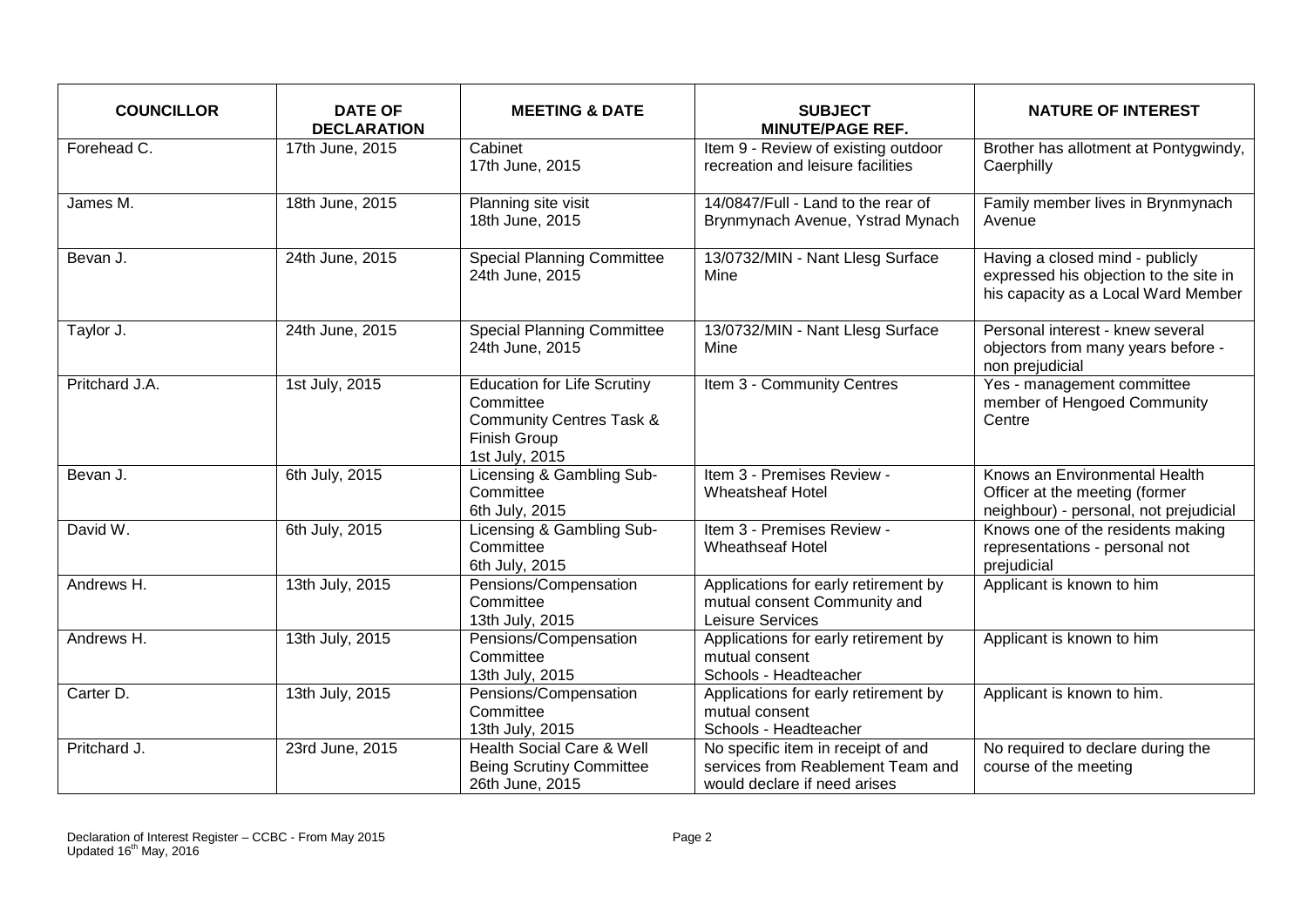| COUNCILLOR | DATE OF DECLARATION | MEETING & DATE | SUBJECT MINUTE/PAGE REF. | NATURE OF INTEREST |
|---|---|---|---|---|
| Forehead C. | 17th June, 2015 | Cabinet 17th June, 2015 | Item 9 - Review of existing outdoor recreation and leisure facilities | Brother has allotment at Pontygwindy, Caerphilly |
| James M. | 18th June, 2015 | Planning site visit 18th June, 2015 | 14/0847/Full - Land to the rear of Brynmynach Avenue, Ystrad Mynach | Family member lives in Brynmynach Avenue |
| Bevan J. | 24th June, 2015 | Special Planning Committee 24th June, 2015 | 13/0732/MIN - Nant Llesg Surface Mine | Having a closed mind - publicly expressed his objection to the site in his capacity as a Local Ward Member |
| Taylor J. | 24th June, 2015 | Special Planning Committee 24th June, 2015 | 13/0732/MIN - Nant Llesg Surface Mine | Personal interest - knew several objectors from many years before - non prejudicial |
| Pritchard J.A. | 1st July, 2015 | Education for Life Scrutiny Committee Community Centres Task & Finish Group 1st July, 2015 | Item 3 - Community Centres | Yes - management committee member of Hengoed Community Centre |
| Bevan J. | 6th July, 2015 | Licensing & Gambling Sub-Committee 6th July, 2015 | Item 3 - Premises Review - Wheatsheaf Hotel | Knows an Environmental Health Officer at the meeting (former neighbour) - personal, not prejudicial |
| David W. | 6th July, 2015 | Licensing & Gambling Sub-Committee 6th July, 2015 | Item 3 - Premises Review - Wheatseaf Hotel | Knows one of the residents making representations - personal not prejudicial |
| Andrews H. | 13th July, 2015 | Pensions/Compensation Committee 13th July, 2015 | Applications for early retirement by mutual consent Community and Leisure Services | Applicant is known to him |
| Andrews H. | 13th July, 2015 | Pensions/Compensation Committee 13th July, 2015 | Applications for early retirement by mutual consent Schools - Headteacher | Applicant is known to him |
| Carter D. | 13th July, 2015 | Pensions/Compensation Committee 13th July, 2015 | Applications for early retirement by mutual consent Schools - Headteacher | Applicant is known to him. |
| Pritchard J. | 23rd June, 2015 | Health Social Care & Well Being Scrutiny Committee 26th June, 2015 | No specific item in receipt of and services from Reablement Team and would declare if need arises | No required to declare during the course of the meeting |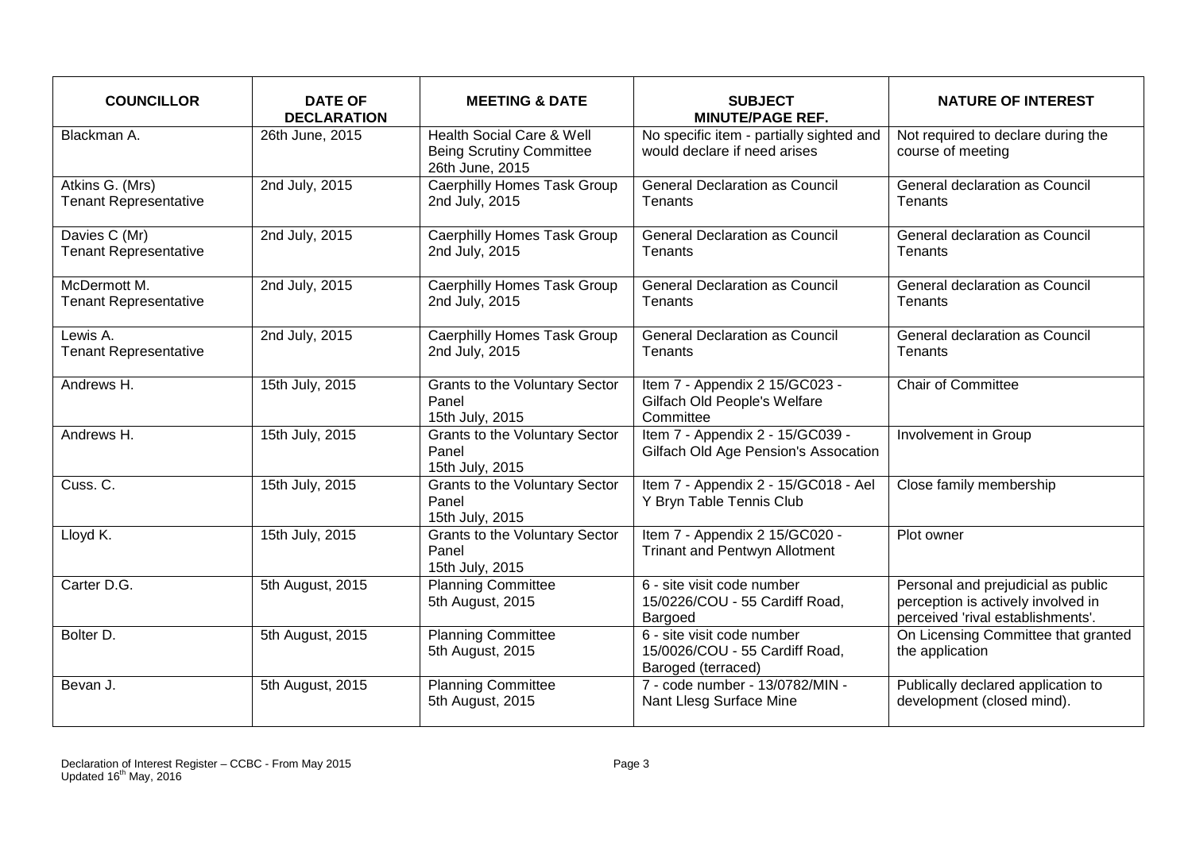| COUNCILLOR | DATE OF DECLARATION | MEETING & DATE | SUBJECT MINUTE/PAGE REF. | NATURE OF INTEREST |
|---|---|---|---|---|
| Blackman A. | 26th June, 2015 | Health Social Care & Well Being Scrutiny Committee 26th June, 2015 | No specific item - partially sighted and would declare if need arises | Not required to declare during the course of meeting |
| Atkins G. (Mrs) Tenant Representative | 2nd July, 2015 | Caerphilly Homes Task Group 2nd July, 2015 | General Declaration as Council Tenants | General declaration as Council Tenants |
| Davies C (Mr) Tenant Representative | 2nd July, 2015 | Caerphilly Homes Task Group 2nd July, 2015 | General Declaration as Council Tenants | General declaration as Council Tenants |
| McDermott M. Tenant Representative | 2nd July, 2015 | Caerphilly Homes Task Group 2nd July, 2015 | General Declaration as Council Tenants | General declaration as Council Tenants |
| Lewis A. Tenant Representative | 2nd July, 2015 | Caerphilly Homes Task Group 2nd July, 2015 | General Declaration as Council Tenants | General declaration as Council Tenants |
| Andrews H. | 15th July, 2015 | Grants to the Voluntary Sector Panel 15th July, 2015 | Item 7 - Appendix 2 15/GC023 - Gilfach Old People's Welfare Committee | Chair of Committee |
| Andrews H. | 15th July, 2015 | Grants to the Voluntary Sector Panel 15th July, 2015 | Item 7 - Appendix 2 - 15/GC039 - Gilfach Old Age Pension's Assocation | Involvement in Group |
| Cuss. C. | 15th July, 2015 | Grants to the Voluntary Sector Panel 15th July, 2015 | Item 7 - Appendix 2 - 15/GC018 - Ael Y Bryn Table Tennis Club | Close family membership |
| Lloyd K. | 15th July, 2015 | Grants to the Voluntary Sector Panel 15th July, 2015 | Item 7 - Appendix 2 15/GC020 - Trinant and Pentwyn Allotment | Plot owner |
| Carter D.G. | 5th August, 2015 | Planning Committee 5th August, 2015 | 6 - site visit code number 15/0226/COU - 55 Cardiff Road, Bargoed | Personal and prejudicial as public perception is actively involved in perceived 'rival establishments'. |
| Bolter D. | 5th August, 2015 | Planning Committee 5th August, 2015 | 6 - site visit code number 15/0026/COU - 55 Cardiff Road, Baroged (terraced) | On Licensing Committee that granted the application |
| Bevan J. | 5th August, 2015 | Planning Committee 5th August, 2015 | 7 - code number - 13/0782/MIN - Nant Llesg Surface Mine | Publically declared application to development (closed mind). |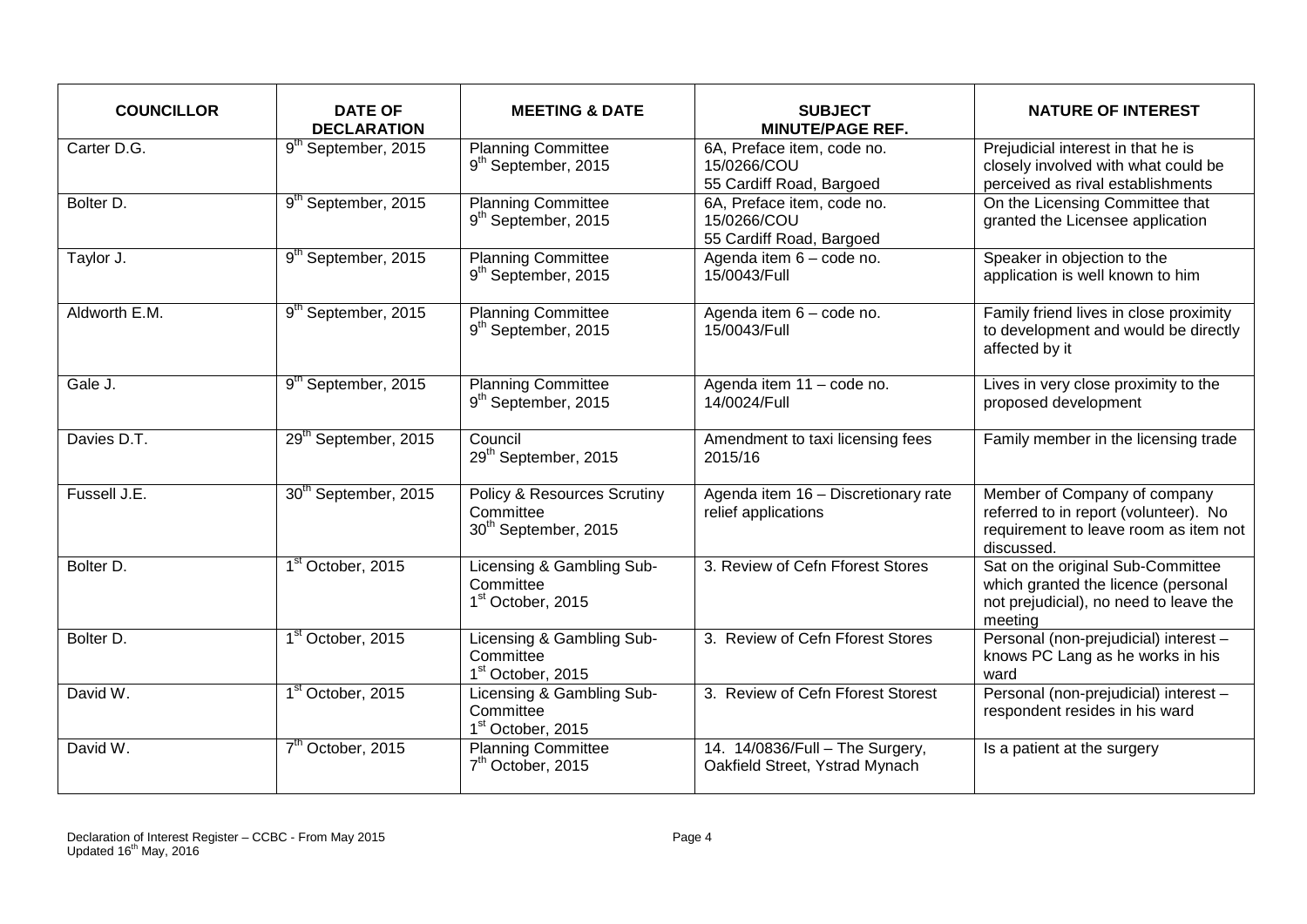| COUNCILLOR | DATE OF DECLARATION | MEETING & DATE | SUBJECT MINUTE/PAGE REF. | NATURE OF INTEREST |
|---|---|---|---|---|
| Carter D.G. | 9th September, 2015 | Planning Committee 9th September, 2015 | 6A, Preface item, code no. 15/0266/COU 55 Cardiff Road, Bargoed | Prejudicial interest in that he is closely involved with what could be perceived as rival establishments |
| Bolter D. | 9th September, 2015 | Planning Committee 9th September, 2015 | 6A, Preface item, code no. 15/0266/COU 55 Cardiff Road, Bargoed | On the Licensing Committee that granted the Licensee application |
| Taylor J. | 9th September, 2015 | Planning Committee 9th September, 2015 | Agenda item 6 – code no. 15/0043/Full | Speaker in objection to the application is well known to him |
| Aldworth E.M. | 9th September, 2015 | Planning Committee 9th September, 2015 | Agenda item 6 – code no. 15/0043/Full | Family friend lives in close proximity to development and would be directly affected by it |
| Gale J. | 9th September, 2015 | Planning Committee 9th September, 2015 | Agenda item 11 – code no. 14/0024/Full | Lives in very close proximity to the proposed development |
| Davies D.T. | 29th September, 2015 | Council 29th September, 2015 | Amendment to taxi licensing fees 2015/16 | Family member in the licensing trade |
| Fussell J.E. | 30th September, 2015 | Policy & Resources Scrutiny Committee 30th September, 2015 | Agenda item 16 – Discretionary rate relief applications | Member of Company of company referred to in report (volunteer). No requirement to leave room as item not discussed. |
| Bolter D. | 1st October, 2015 | Licensing & Gambling Sub-Committee 1st October, 2015 | 3. Review of Cefn Fforest Stores | Sat on the original Sub-Committee which granted the licence (personal not prejudicial), no need to leave the meeting |
| Bolter D. | 1st October, 2015 | Licensing & Gambling Sub-Committee 1st October, 2015 | 3. Review of Cefn Fforest Stores | Personal (non-prejudicial) interest – knows PC Lang as he works in his ward |
| David W. | 1st October, 2015 | Licensing & Gambling Sub-Committee 1st October, 2015 | 3. Review of Cefn Fforest Storest | Personal (non-prejudicial) interest – respondent resides in his ward |
| David W. | 7th October, 2015 | Planning Committee 7th October, 2015 | 14. 14/0836/Full – The Surgery, Oakfield Street, Ystrad Mynach | Is a patient at the surgery |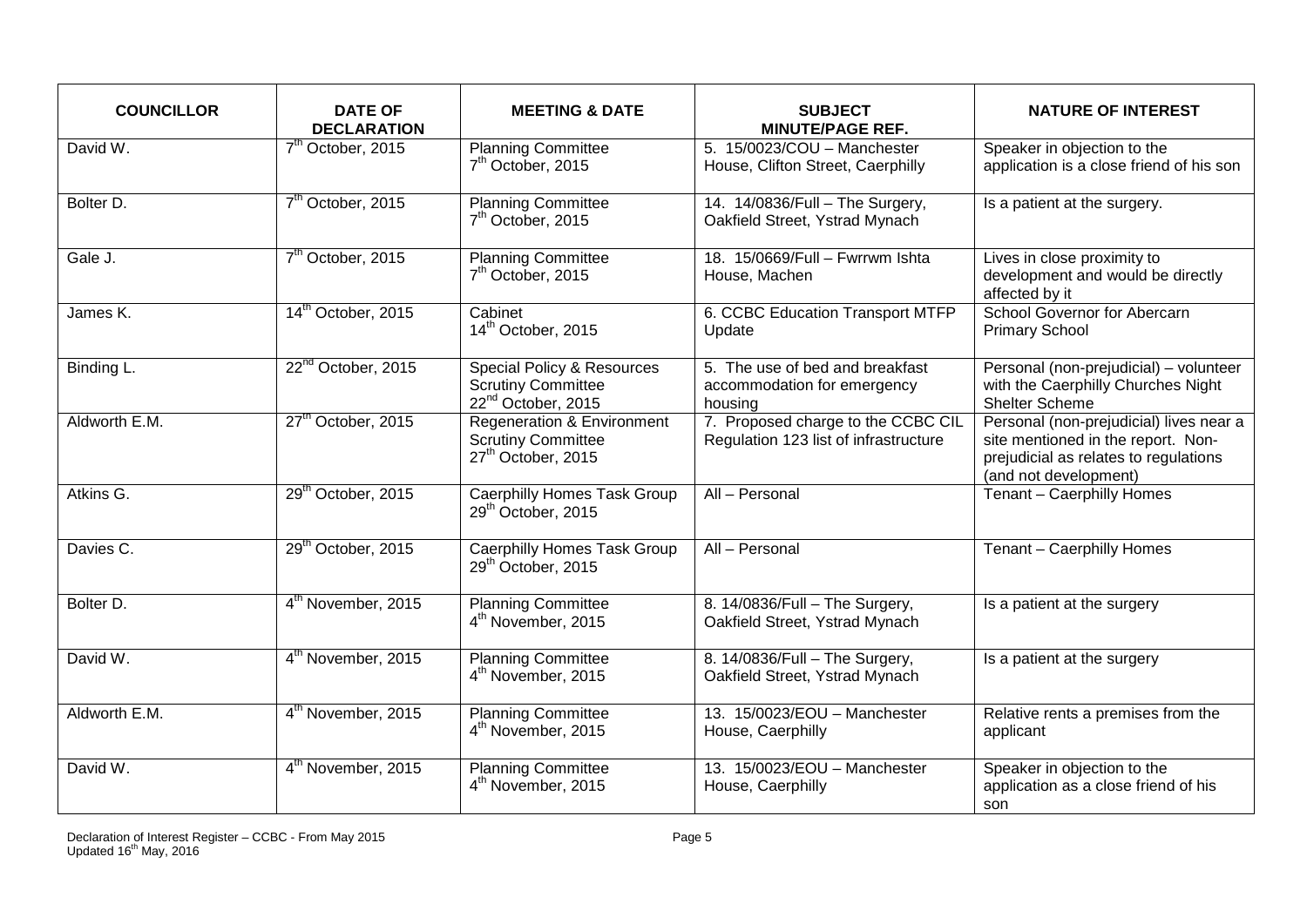| COUNCILLOR | DATE OF DECLARATION | MEETING & DATE | SUBJECT MINUTE/PAGE REF. | NATURE OF INTEREST |
|---|---|---|---|---|
| David W. | 7th October, 2015 | Planning Committee 7th October, 2015 | 5. 15/0023/COU – Manchester House, Clifton Street, Caerphilly | Speaker in objection to the application is a close friend of his son |
| Bolter D. | 7th October, 2015 | Planning Committee 7th October, 2015 | 14. 14/0836/Full – The Surgery, Oakfield Street, Ystrad Mynach | Is a patient at the surgery. |
| Gale J. | 7th October, 2015 | Planning Committee 7th October, 2015 | 18. 15/0669/Full – Fwrrwm Ishta House, Machen | Lives in close proximity to development and would be directly affected by it |
| James K. | 14th October, 2015 | Cabinet 14th October, 2015 | 6. CCBC Education Transport MTFP Update | School Governor for Abercarn Primary School |
| Binding L. | 22nd October, 2015 | Special Policy & Resources Scrutiny Committee 22nd October, 2015 | 5. The use of bed and breakfast accommodation for emergency housing | Personal (non-prejudicial) – volunteer with the Caerphilly Churches Night Shelter Scheme |
| Aldworth E.M. | 27th October, 2015 | Regeneration & Environment Scrutiny Committee 27th October, 2015 | 7. Proposed charge to the CCBC CIL Regulation 123 list of infrastructure | Personal (non-prejudicial) lives near a site mentioned in the report. Non-prejudicial as relates to regulations (and not development) |
| Atkins G. | 29th October, 2015 | Caerphilly Homes Task Group 29th October, 2015 | All – Personal | Tenant – Caerphilly Homes |
| Davies C. | 29th October, 2015 | Caerphilly Homes Task Group 29th October, 2015 | All – Personal | Tenant – Caerphilly Homes |
| Bolter D. | 4th November, 2015 | Planning Committee 4th November, 2015 | 8. 14/0836/Full – The Surgery, Oakfield Street, Ystrad Mynach | Is a patient at the surgery |
| David W. | 4th November, 2015 | Planning Committee 4th November, 2015 | 8. 14/0836/Full – The Surgery, Oakfield Street, Ystrad Mynach | Is a patient at the surgery |
| Aldworth E.M. | 4th November, 2015 | Planning Committee 4th November, 2015 | 13. 15/0023/EOU – Manchester House, Caerphilly | Relative rents a premises from the applicant |
| David W. | 4th November, 2015 | Planning Committee 4th November, 2015 | 13. 15/0023/EOU – Manchester House, Caerphilly | Speaker in objection to the application as a close friend of his son |

Declaration of Interest Register – CCBC - From May 2015
Updated 16th May, 2016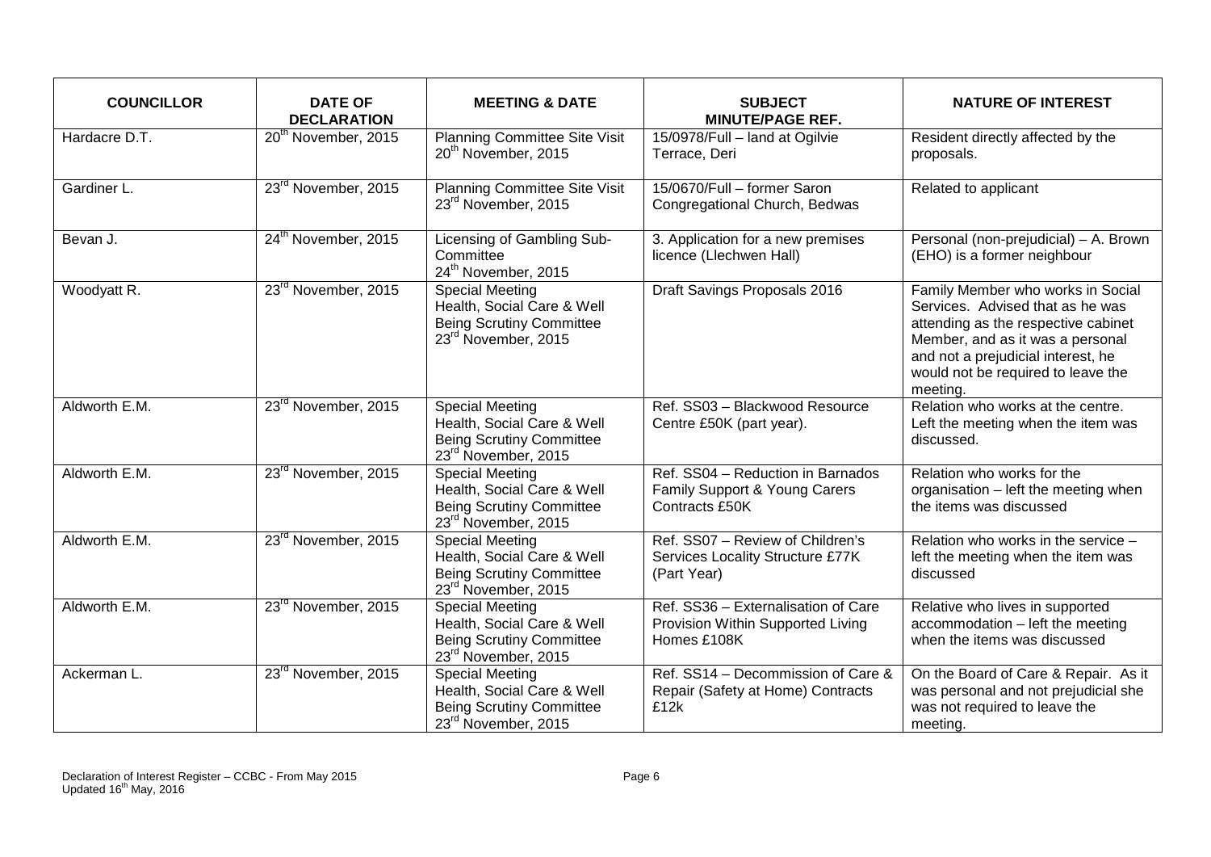| COUNCILLOR | DATE OF DECLARATION | MEETING & DATE | SUBJECT MINUTE/PAGE REF. | NATURE OF INTEREST |
|---|---|---|---|---|
| Hardacre D.T. | 20th November, 2015 | Planning Committee Site Visit 20th November, 2015 | 15/0978/Full – land at Ogilvie Terrace, Deri | Resident directly affected by the proposals. |
| Gardiner L. | 23rd November, 2015 | Planning Committee Site Visit 23rd November, 2015 | 15/0670/Full – former Saron Congregational Church, Bedwas | Related to applicant |
| Bevan J. | 24th November, 2015 | Licensing of Gambling Sub-Committee 24th November, 2015 | 3. Application for a new premises licence (Llechwen Hall) | Personal (non-prejudicial) – A. Brown (EHO) is a former neighbour |
| Woodyatt R. | 23rd November, 2015 | Special Meeting Health, Social Care & Well Being Scrutiny Committee 23rd November, 2015 | Draft Savings Proposals 2016 | Family Member who works in Social Services. Advised that as he was attending as the respective cabinet Member, and as it was a personal and not a prejudicial interest, he would not be required to leave the meeting. |
| Aldworth E.M. | 23rd November, 2015 | Special Meeting Health, Social Care & Well Being Scrutiny Committee 23rd November, 2015 | Ref. SS03 – Blackwood Resource Centre £50K (part year). | Relation who works at the centre. Left the meeting when the item was discussed. |
| Aldworth E.M. | 23rd November, 2015 | Special Meeting Health, Social Care & Well Being Scrutiny Committee 23rd November, 2015 | Ref. SS04 – Reduction in Barnados Family Support & Young Carers Contracts £50K | Relation who works for the organisation – left the meeting when the items was discussed |
| Aldworth E.M. | 23rd November, 2015 | Special Meeting Health, Social Care & Well Being Scrutiny Committee 23rd November, 2015 | Ref. SS07 – Review of Children's Services Locality Structure £77K (Part Year) | Relation who works in the service – left the meeting when the item was discussed |
| Aldworth E.M. | 23rd November, 2015 | Special Meeting Health, Social Care & Well Being Scrutiny Committee 23rd November, 2015 | Ref. SS36 – Externalisation of Care Provision Within Supported Living Homes £108K | Relative who lives in supported accommodation – left the meeting when the items was discussed |
| Ackerman L. | 23rd November, 2015 | Special Meeting Health, Social Care & Well Being Scrutiny Committee 23rd November, 2015 | Ref. SS14 – Decommission of Care & Repair (Safety at Home) Contracts £12k | On the Board of Care & Repair. As it was personal and not prejudicial she was not required to leave the meeting. |

Declaration of Interest Register – CCBC - From May 2015
Updated 16th May, 2016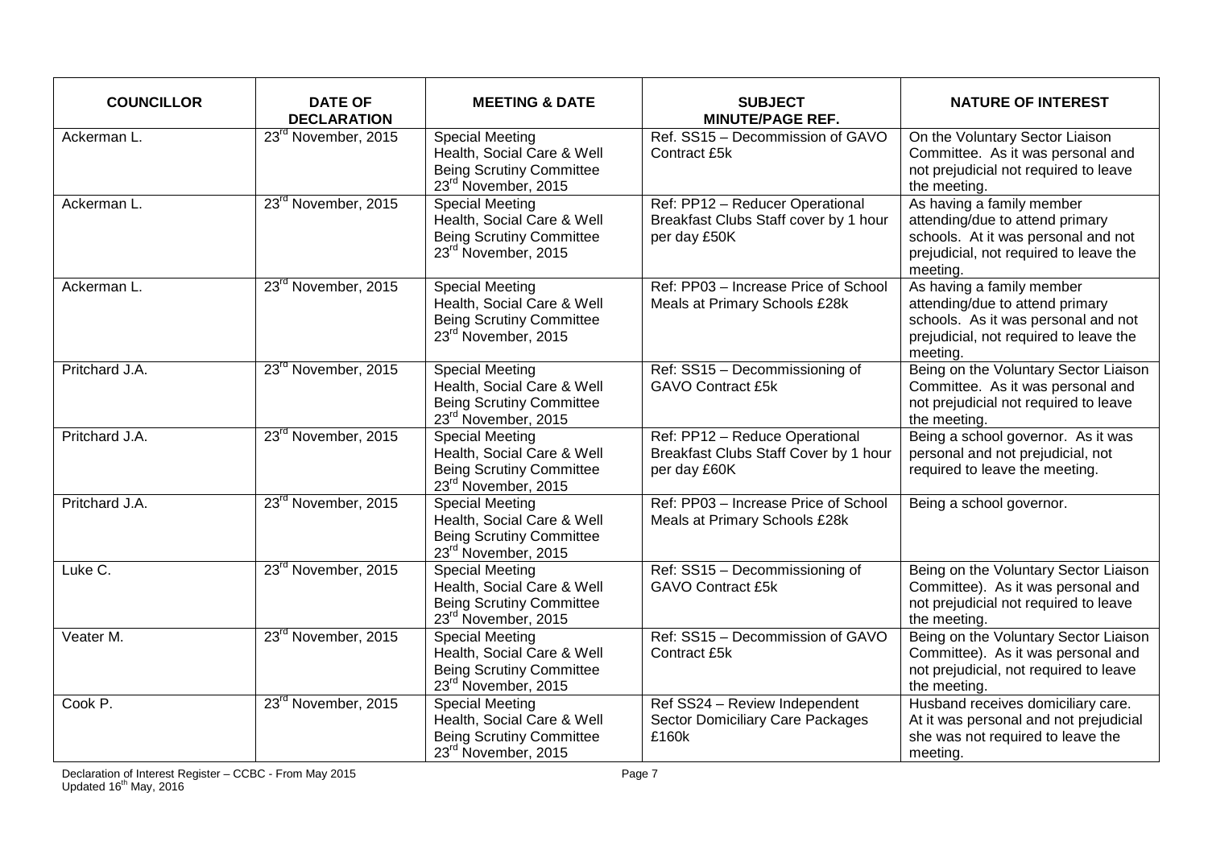| COUNCILLOR | DATE OF DECLARATION | MEETING & DATE | SUBJECT MINUTE/PAGE REF. | NATURE OF INTEREST |
|---|---|---|---|---|
| Ackerman L. | 23rd November, 2015 | Special Meeting Health, Social Care & Well Being Scrutiny Committee 23rd November, 2015 | Ref. SS15 – Decommission of GAVO Contract £5k | On the Voluntary Sector Liaison Committee. As it was personal and not prejudicial not required to leave the meeting. |
| Ackerman L. | 23rd November, 2015 | Special Meeting Health, Social Care & Well Being Scrutiny Committee 23rd November, 2015 | Ref: PP12 – Reducer Operational Breakfast Clubs Staff cover by 1 hour per day £50K | As having a family member attending/due to attend primary schools. At it was personal and not prejudicial, not required to leave the meeting. |
| Ackerman L. | 23rd November, 2015 | Special Meeting Health, Social Care & Well Being Scrutiny Committee 23rd November, 2015 | Ref: PP03 – Increase Price of School Meals at Primary Schools £28k | As having a family member attending/due to attend primary schools. As it was personal and not prejudicial, not required to leave the meeting. |
| Pritchard J.A. | 23rd November, 2015 | Special Meeting Health, Social Care & Well Being Scrutiny Committee 23rd November, 2015 | Ref: SS15 – Decommissioning of GAVO Contract £5k | Being on the Voluntary Sector Liaison Committee. As it was personal and not prejudicial not required to leave the meeting. |
| Pritchard J.A. | 23rd November, 2015 | Special Meeting Health, Social Care & Well Being Scrutiny Committee 23rd November, 2015 | Ref: PP12 – Reduce Operational Breakfast Clubs Staff Cover by 1 hour per day £60K | Being a school governor. As it was personal and not prejudicial, not required to leave the meeting. |
| Pritchard J.A. | 23rd November, 2015 | Special Meeting Health, Social Care & Well Being Scrutiny Committee 23rd November, 2015 | Ref: PP03 – Increase Price of School Meals at Primary Schools £28k | Being a school governor. |
| Luke C. | 23rd November, 2015 | Special Meeting Health, Social Care & Well Being Scrutiny Committee 23rd November, 2015 | Ref: SS15 – Decommissioning of GAVO Contract £5k | Being on the Voluntary Sector Liaison Committee). As it was personal and not prejudicial not required to leave the meeting. |
| Veater M. | 23rd November, 2015 | Special Meeting Health, Social Care & Well Being Scrutiny Committee 23rd November, 2015 | Ref: SS15 – Decommission of GAVO Contract £5k | Being on the Voluntary Sector Liaison Committee). As it was personal and not prejudicial, not required to leave the meeting. |
| Cook P. | 23rd November, 2015 | Special Meeting Health, Social Care & Well Being Scrutiny Committee 23rd November, 2015 | Ref SS24 – Review Independent Sector Domiciliary Care Packages £160k | Husband receives domiciliary care. At it was personal and not prejudicial she was not required to leave the meeting. |

Declaration of Interest Register – CCBC - From May 2015
Updated 16th May, 2016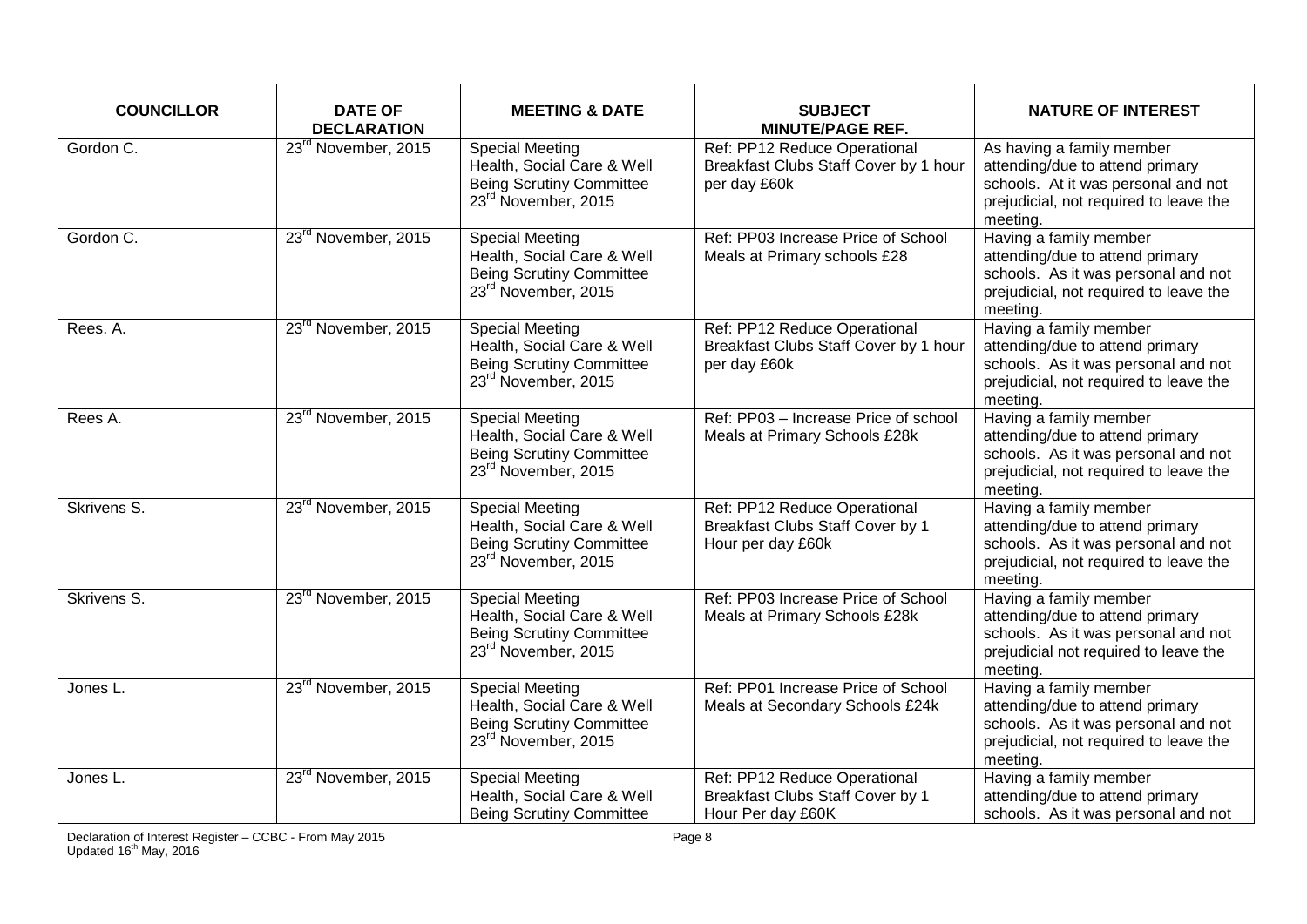| COUNCILLOR | DATE OF DECLARATION | MEETING & DATE | SUBJECT MINUTE/PAGE REF. | NATURE OF INTEREST |
|---|---|---|---|---|
| Gordon C. | 23rd November, 2015 | Special Meeting Health, Social Care & Well Being Scrutiny Committee 23rd November, 2015 | Ref: PP12 Reduce Operational Breakfast Clubs Staff Cover by 1 hour per day £60k | As having a family member attending/due to attend primary schools. At it was personal and not prejudicial, not required to leave the meeting. |
| Gordon C. | 23rd November, 2015 | Special Meeting Health, Social Care & Well Being Scrutiny Committee 23rd November, 2015 | Ref: PP03 Increase Price of School Meals at Primary schools £28 | Having a family member attending/due to attend primary schools. As it was personal and not prejudicial, not required to leave the meeting. |
| Rees. A. | 23rd November, 2015 | Special Meeting Health, Social Care & Well Being Scrutiny Committee 23rd November, 2015 | Ref: PP12 Reduce Operational Breakfast Clubs Staff Cover by 1 hour per day £60k | Having a family member attending/due to attend primary schools. As it was personal and not prejudicial, not required to leave the meeting. |
| Rees A. | 23rd November, 2015 | Special Meeting Health, Social Care & Well Being Scrutiny Committee 23rd November, 2015 | Ref: PP03 – Increase Price of school Meals at Primary Schools £28k | Having a family member attending/due to attend primary schools. As it was personal and not prejudicial, not required to leave the meeting. |
| Skrivens S. | 23rd November, 2015 | Special Meeting Health, Social Care & Well Being Scrutiny Committee 23rd November, 2015 | Ref: PP12 Reduce Operational Breakfast Clubs Staff Cover by 1 Hour per day £60k | Having a family member attending/due to attend primary schools. As it was personal and not prejudicial, not required to leave the meeting. |
| Skrivens S. | 23rd November, 2015 | Special Meeting Health, Social Care & Well Being Scrutiny Committee 23rd November, 2015 | Ref: PP03 Increase Price of School Meals at Primary Schools £28k | Having a family member attending/due to attend primary schools. As it was personal and not prejudicial not required to leave the meeting. |
| Jones L. | 23rd November, 2015 | Special Meeting Health, Social Care & Well Being Scrutiny Committee 23rd November, 2015 | Ref: PP01 Increase Price of School Meals at Secondary Schools £24k | Having a family member attending/due to attend primary schools. As it was personal and not prejudicial, not required to leave the meeting. |
| Jones L. | 23rd November, 2015 | Special Meeting Health, Social Care & Well Being Scrutiny Committee | Ref: PP12 Reduce Operational Breakfast Clubs Staff Cover by 1 Hour Per day £60K | Having a family member attending/due to attend primary schools. As it was personal and not |

Declaration of Interest Register – CCBC - From May 2015
Updated 16th May, 2016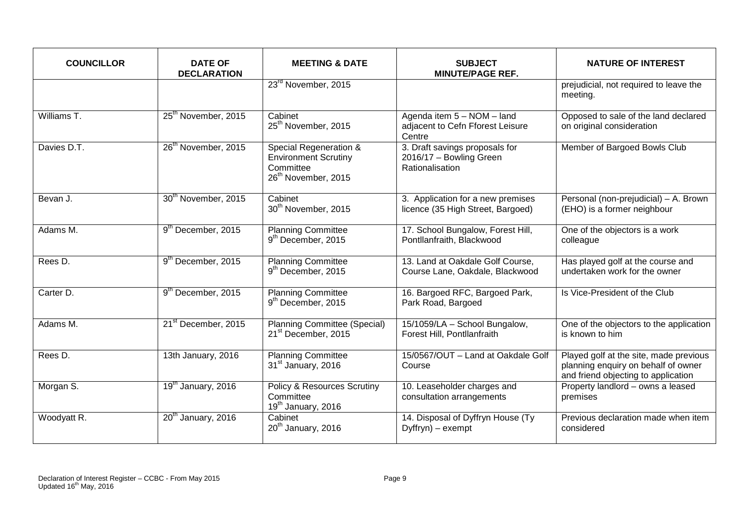| COUNCILLOR | DATE OF DECLARATION | MEETING & DATE | SUBJECT MINUTE/PAGE REF. | NATURE OF INTEREST |
|---|---|---|---|---|
| | | 23rd November, 2015 | | prejudicial, not required to leave the meeting. |
| Williams T. | 25th November, 2015 | Cabinet 25th November, 2015 | Agenda item 5 – NOM – land adjacent to Cefn Fforest Leisure Centre | Opposed to sale of the land declared on original consideration |
| Davies D.T. | 26th November, 2015 | Special Regeneration & Environment Scrutiny Committee 26th November, 2015 | 3. Draft savings proposals for 2016/17 – Bowling Green Rationalisation | Member of Bargoed Bowls Club |
| Bevan J. | 30th November, 2015 | Cabinet 30th November, 2015 | 3. Application for a new premises licence (35 High Street, Bargoed) | Personal (non-prejudicial) – A. Brown (EHO) is a former neighbour |
| Adams M. | 9th December, 2015 | Planning Committee 9th December, 2015 | 17. School Bungalow, Forest Hill, Pontllanfraith, Blackwood | One of the objectors is a work colleague |
| Rees D. | 9th December, 2015 | Planning Committee 9th December, 2015 | 13. Land at Oakdale Golf Course, Course Lane, Oakdale, Blackwood | Has played golf at the course and undertaken work for the owner |
| Carter D. | 9th December, 2015 | Planning Committee 9th December, 2015 | 16. Bargoed RFC, Bargoed Park, Park Road, Bargoed | Is Vice-President of the Club |
| Adams M. | 21st December, 2015 | Planning Committee (Special) 21st December, 2015 | 15/1059/LA – School Bungalow, Forest Hill, Pontllanfraith | One of the objectors to the application is known to him |
| Rees D. | 13th January, 2016 | Planning Committee 31st January, 2016 | 15/0567/OUT – Land at Oakdale Golf Course | Played golf at the site, made previous planning enquiry on behalf of owner and friend objecting to application |
| Morgan S. | 19th January, 2016 | Policy & Resources Scrutiny Committee 19th January, 2016 | 10. Leaseholder charges and consultation arrangements | Property landlord – owns a leased premises |
| Woodyatt R. | 20th January, 2016 | Cabinet 20th January, 2016 | 14. Disposal of Dyffryn House (Ty Dyffryn) – exempt | Previous declaration made when item considered |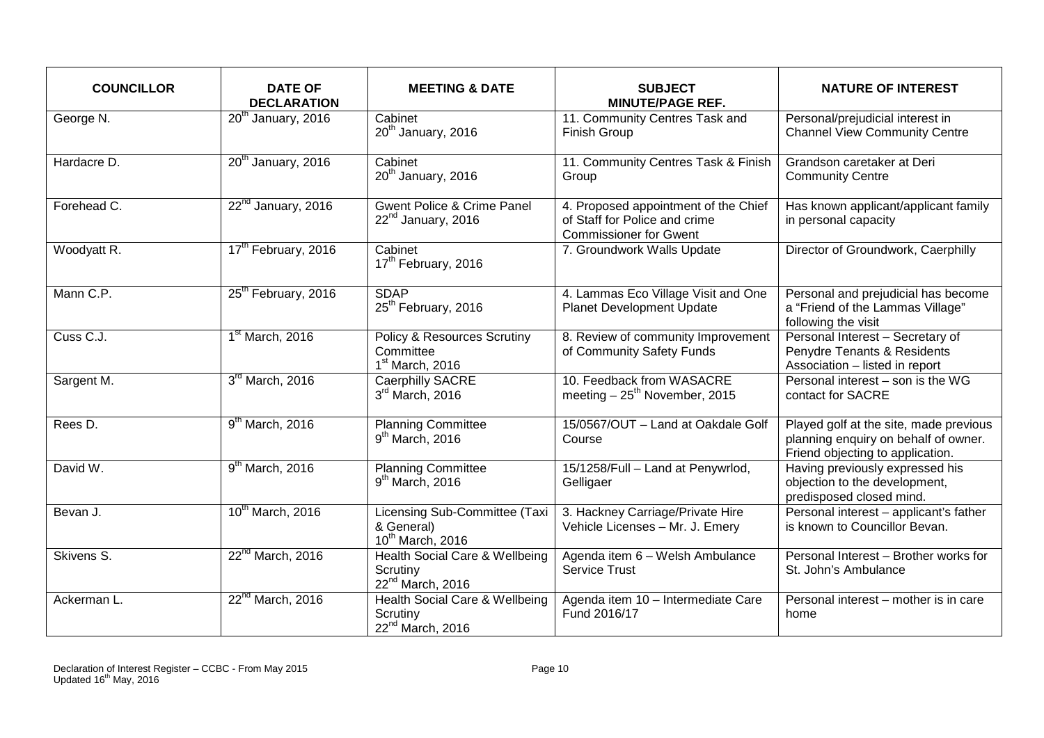| COUNCILLOR | DATE OF DECLARATION | MEETING & DATE | SUBJECT MINUTE/PAGE REF. | NATURE OF INTEREST |
|---|---|---|---|---|
| George N. | 20th January, 2016 | Cabinet 20th January, 2016 | 11. Community Centres Task and Finish Group | Personal/prejudicial interest in Channel View Community Centre |
| Hardacre D. | 20th January, 2016 | Cabinet 20th January, 2016 | 11. Community Centres Task & Finish Group | Grandson caretaker at Deri Community Centre |
| Forehead C. | 22nd January, 2016 | Gwent Police & Crime Panel 22nd January, 2016 | 4. Proposed appointment of the Chief of Staff for Police and crime Commissioner for Gwent | Has known applicant/applicant family in personal capacity |
| Woodyatt R. | 17th February, 2016 | Cabinet 17th February, 2016 | 7. Groundwork Walls Update | Director of Groundwork, Caerphilly |
| Mann C.P. | 25th February, 2016 | SDAP 25th February, 2016 | 4. Lammas Eco Village Visit and One Planet Development Update | Personal and prejudicial has become a "Friend of the Lammas Village" following the visit |
| Cuss C.J. | 1st March, 2016 | Policy & Resources Scrutiny Committee 1st March, 2016 | 8. Review of community Improvement of Community Safety Funds | Personal Interest – Secretary of Penydre Tenants & Residents Association – listed in report |
| Sargent M. | 3rd March, 2016 | Caerphilly SACRE 3rd March, 2016 | 10. Feedback from WASACRE meeting – 25th November, 2015 | Personal interest – son is the WG contact for SACRE |
| Rees D. | 9th March, 2016 | Planning Committee 9th March, 2016 | 15/0567/OUT – Land at Oakdale Golf Course | Played golf at the site, made previous planning enquiry on behalf of owner. Friend objecting to application. |
| David W. | 9th March, 2016 | Planning Committee 9th March, 2016 | 15/1258/Full – Land at Penywrlod, Gelligaer | Having previously expressed his objection to the development, predisposed closed mind. |
| Bevan J. | 10th March, 2016 | Licensing Sub-Committee (Taxi & General) 10th March, 2016 | 3. Hackney Carriage/Private Hire Vehicle Licenses – Mr. J. Emery | Personal interest – applicant's father is known to Councillor Bevan. |
| Skivens S. | 22nd March, 2016 | Health Social Care & Wellbeing Scrutiny 22nd March, 2016 | Agenda item 6 – Welsh Ambulance Service Trust | Personal Interest – Brother works for St. John's Ambulance |
| Ackerman L. | 22nd March, 2016 | Health Social Care & Wellbeing Scrutiny 22nd March, 2016 | Agenda item 10 – Intermediate Care Fund 2016/17 | Personal interest – mother is in care home |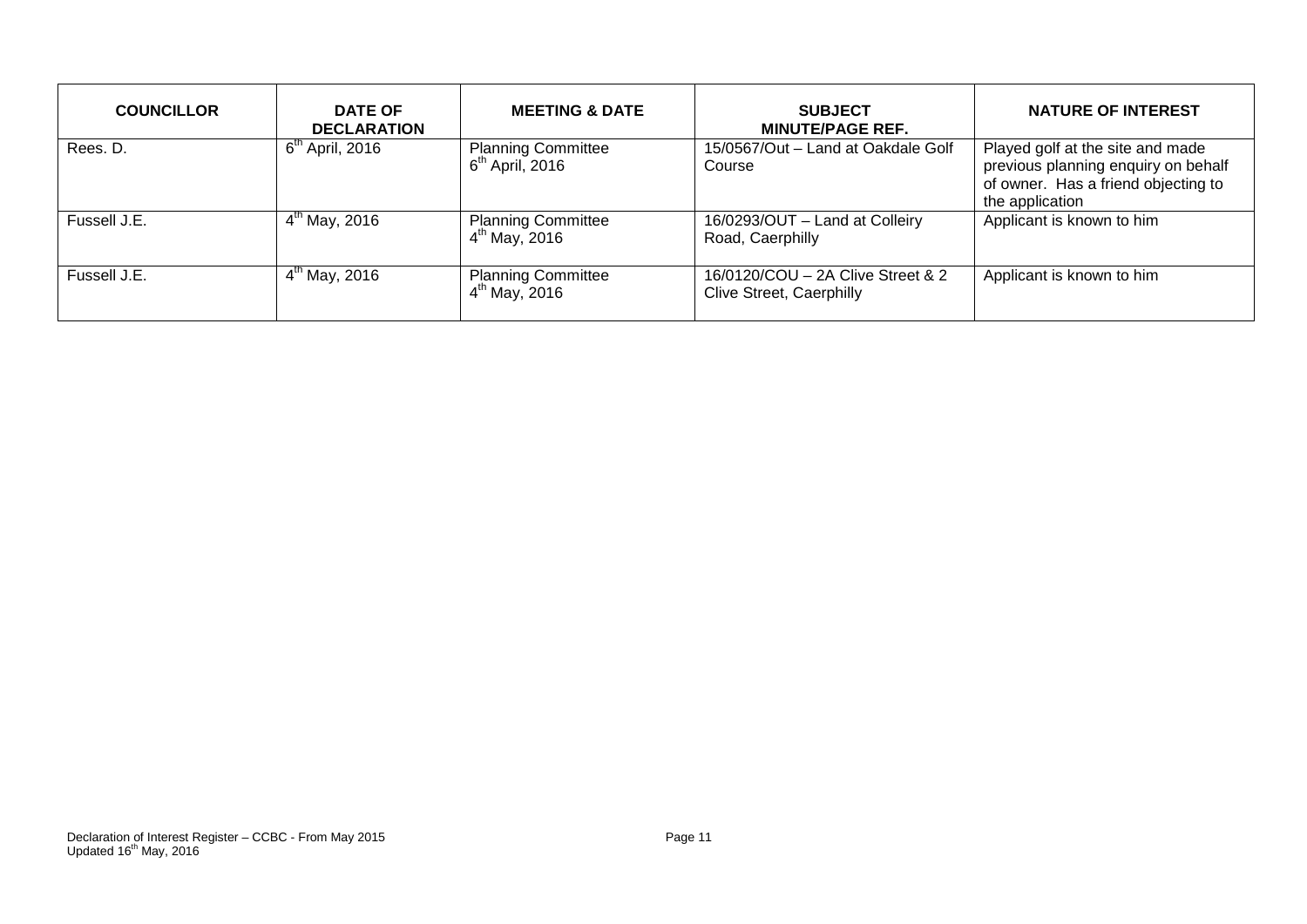| COUNCILLOR | DATE OF DECLARATION | MEETING & DATE | SUBJECT MINUTE/PAGE REF. | NATURE OF INTEREST |
|---|---|---|---|---|
| Rees. D. | 6th April, 2016 | Planning Committee 6th April, 2016 | 15/0567/Out – Land at Oakdale Golf Course | Played golf at the site and made previous planning enquiry on behalf of owner. Has a friend objecting to the application |
| Fussell J.E. | 4th May, 2016 | Planning Committee 4th May, 2016 | 16/0293/OUT – Land at Colleiry Road, Caerphilly | Applicant is known to him |
| Fussell J.E. | 4th May, 2016 | Planning Committee 4th May, 2016 | 16/0120/COU – 2A Clive Street & 2 Clive Street, Caerphilly | Applicant is known to him |